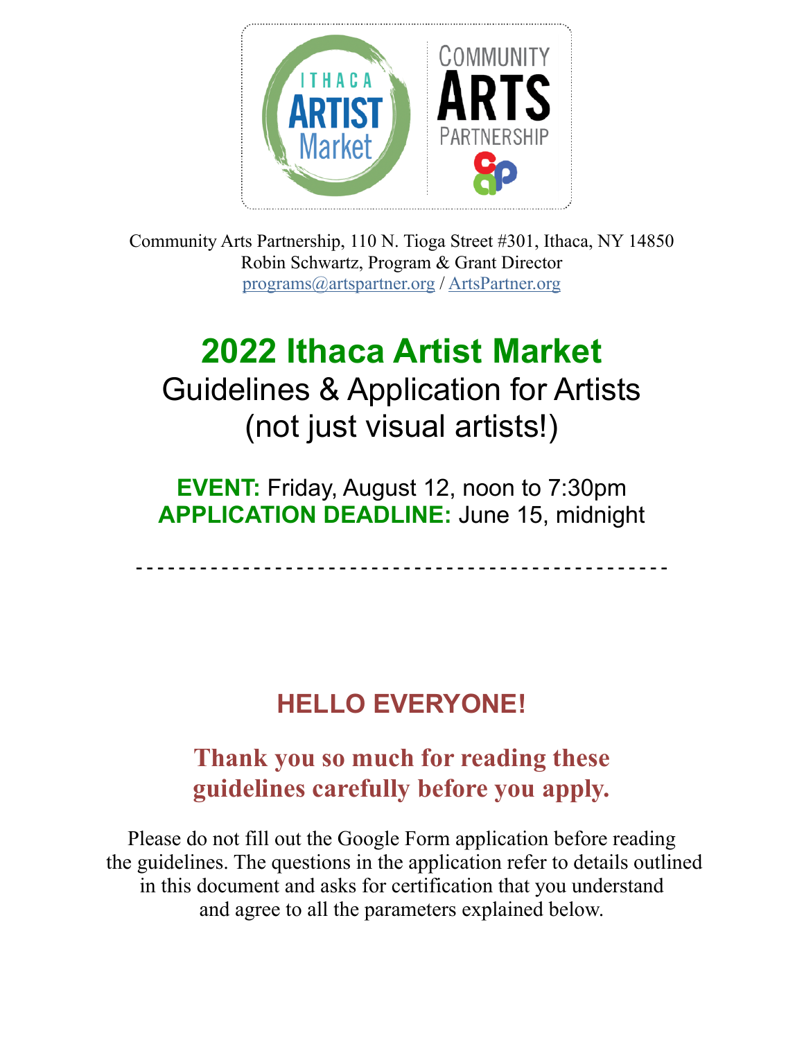Community Arts Partnership, 110 N. Tioga Street #301, Ithaca, NY 14850
Robin Schwartz, Program & Grant Director
programs@artspartner.org / ArtsPartner.org

# 2022 Ithaca Artist Market

## Guidelines & Application for Artists (not just visual artists!)

**EVENT:** Friday, August 12, noon to 7:30pm
**APPLICATION DEADLINE:** June 15, midnight

- - - - - - - - - - - - - - - - - - - - - - - - - - - - - - - - - - - - - - - - - - - - - - - -

## HELLO EVERYONE!

### Thank you so much for reading these guidelines carefully before you apply.

Please do not fill out the Google Form application before reading the guidelines. The questions in the application refer to details outlined in this document and asks for certification that you understand and agree to all the parameters explained below.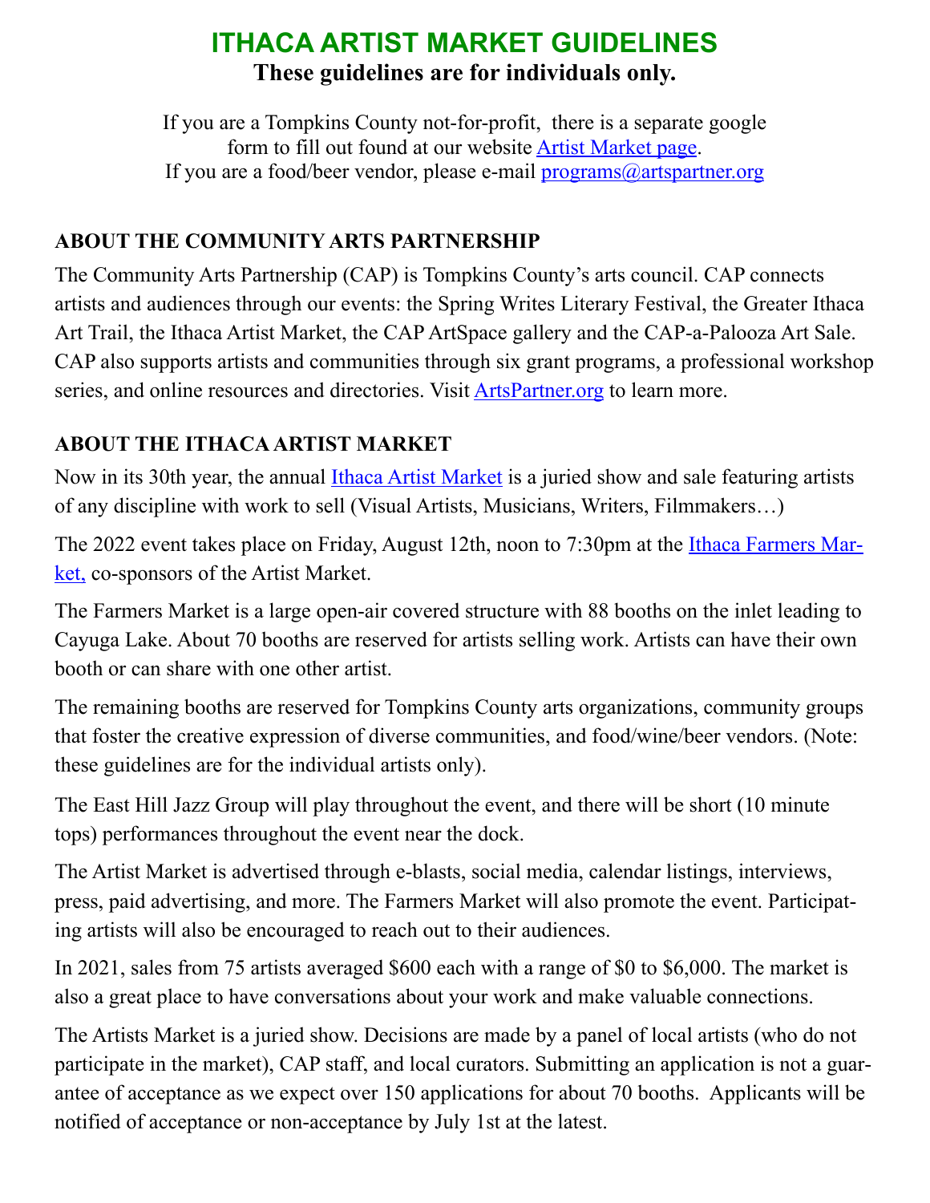# ITHACA ARTIST MARKET GUIDELINES

**These guidelines are for individuals only.**

If you are a Tompkins County not-for-profit, there is a separate google form to fill out found at our website Artist Market page.
If you are a food/beer vendor, please e-mail programs@artspartner.org

## ABOUT THE COMMUNITY ARTS PARTNERSHIP

The Community Arts Partnership (CAP) is Tompkins County's arts council. CAP connects artists and audiences through our events: the Spring Writes Literary Festival, the Greater Ithaca Art Trail, the Ithaca Artist Market, the CAP ArtSpace gallery and the CAP-a-Palooza Art Sale. CAP also supports artists and communities through six grant programs, a professional workshop series, and online resources and directories. Visit ArtsPartner.org to learn more.

## ABOUT THE ITHACA ARTIST MARKET

Now in its 30th year, the annual Ithaca Artist Market is a juried show and sale featuring artists of any discipline with work to sell (Visual Artists, Musicians, Writers, Filmmakers…)

The 2022 event takes place on Friday, August 12th, noon to 7:30pm at the Ithaca Farmers Market, co-sponsors of the Artist Market.

The Farmers Market is a large open-air covered structure with 88 booths on the inlet leading to Cayuga Lake. About 70 booths are reserved for artists selling work. Artists can have their own booth or can share with one other artist.

The remaining booths are reserved for Tompkins County arts organizations, community groups that foster the creative expression of diverse communities, and food/wine/beer vendors. (Note: these guidelines are for the individual artists only).

The East Hill Jazz Group will play throughout the event, and there will be short (10 minute tops) performances throughout the event near the dock.

The Artist Market is advertised through e-blasts, social media, calendar listings, interviews, press, paid advertising, and more. The Farmers Market will also promote the event. Participating artists will also be encouraged to reach out to their audiences.

In 2021, sales from 75 artists averaged $600 each with a range of $0 to $6,000. The market is also a great place to have conversations about your work and make valuable connections.

The Artists Market is a juried show. Decisions are made by a panel of local artists (who do not participate in the market), CAP staff, and local curators. Submitting an application is not a guarantee of acceptance as we expect over 150 applications for about 70 booths. Applicants will be notified of acceptance or non-acceptance by July 1st at the latest.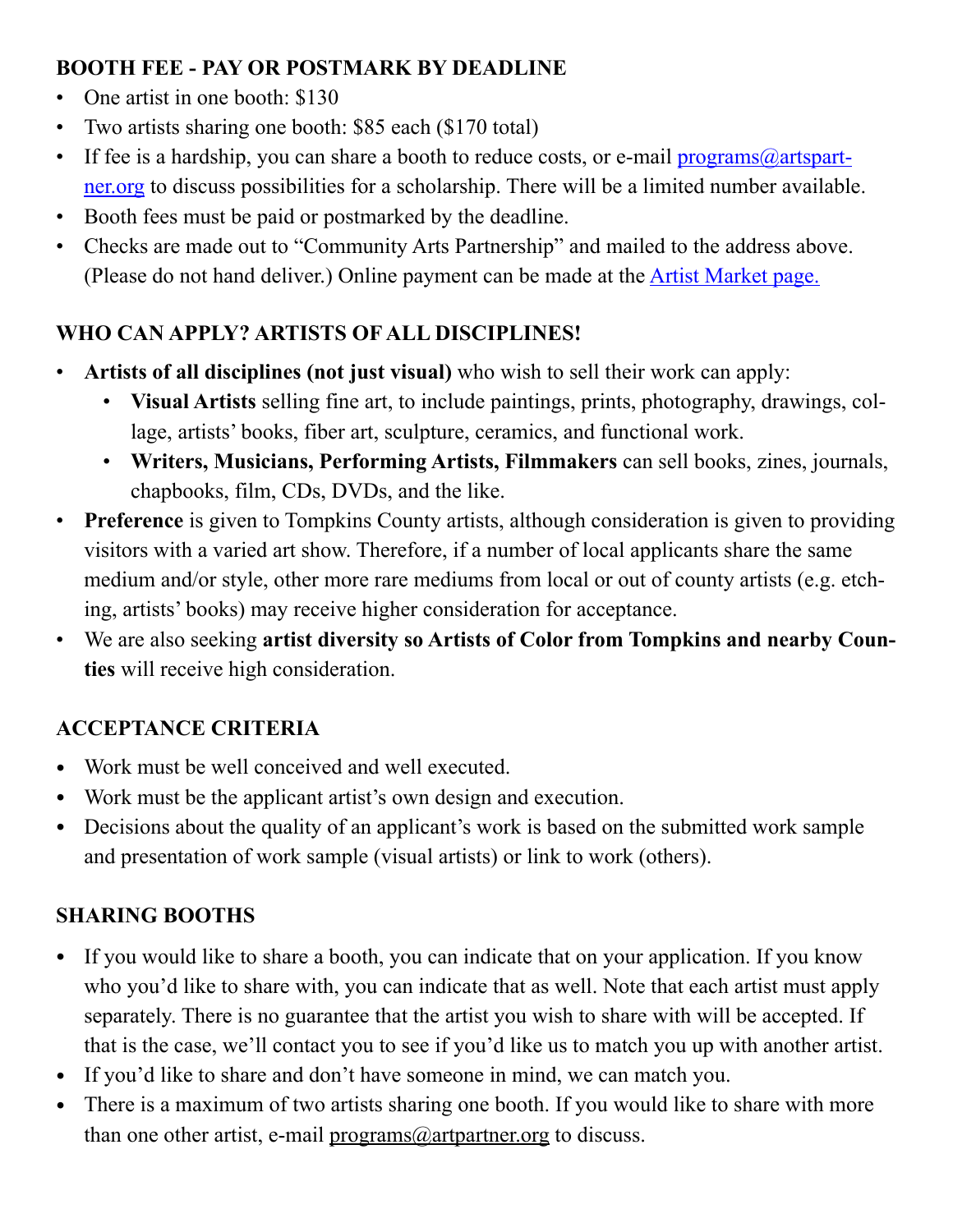## BOOTH FEE - PAY OR POSTMARK BY DEADLINE

- One artist in one booth: $130
- Two artists sharing one booth: $85 each ($170 total)
- If fee is a hardship, you can share a booth to reduce costs, or e-mail programs@artspartner.org to discuss possibilities for a scholarship. There will be a limited number available.
- Booth fees must be paid or postmarked by the deadline.
- Checks are made out to "Community Arts Partnership" and mailed to the address above. (Please do not hand deliver.) Online payment can be made at the Artist Market page.

## WHO CAN APPLY? ARTISTS OF ALL DISCIPLINES!

- **Artists of all disciplines (not just visual)** who wish to sell their work can apply:
  - **Visual Artists** selling fine art, to include paintings, prints, photography, drawings, collage, artists' books, fiber art, sculpture, ceramics, and functional work.
  - **Writers, Musicians, Performing Artists, Filmmakers** can sell books, zines, journals, chapbooks, film, CDs, DVDs, and the like.
- **Preference** is given to Tompkins County artists, although consideration is given to providing visitors with a varied art show. Therefore, if a number of local applicants share the same medium and/or style, other more rare mediums from local or out of county artists (e.g. etching, artists' books) may receive higher consideration for acceptance.
- We are also seeking **artist diversity so Artists of Color from Tompkins and nearby Counties** will receive high consideration.

## ACCEPTANCE CRITERIA

- Work must be well conceived and well executed.
- Work must be the applicant artist's own design and execution.
- Decisions about the quality of an applicant's work is based on the submitted work sample and presentation of work sample (visual artists) or link to work (others).

## SHARING BOOTHS

- If you would like to share a booth, you can indicate that on your application. If you know who you'd like to share with, you can indicate that as well. Note that each artist must apply separately. There is no guarantee that the artist you wish to share with will be accepted. If that is the case, we'll contact you to see if you'd like us to match you up with another artist.
- If you'd like to share and don't have someone in mind, we can match you.
- There is a maximum of two artists sharing one booth. If you would like to share with more than one other artist, e-mail programs@artpartner.org to discuss.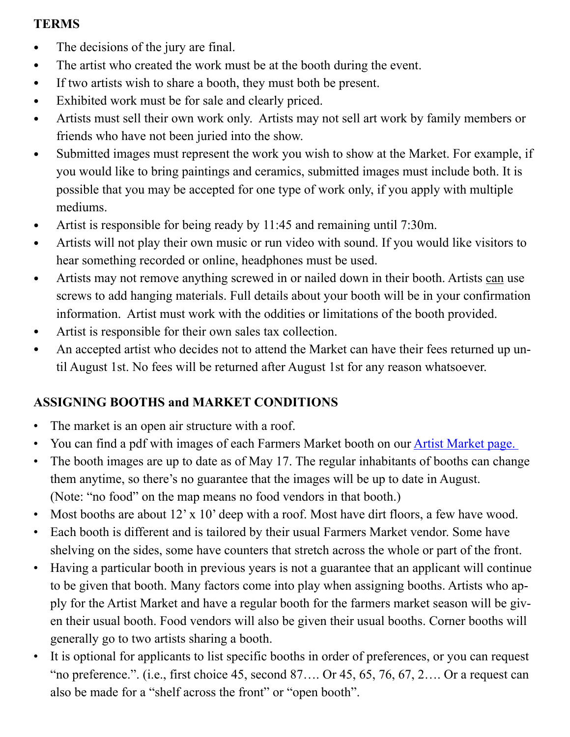## TERMS

- The decisions of the jury are final.
- The artist who created the work must be at the booth during the event.
- If two artists wish to share a booth, they must both be present.
- Exhibited work must be for sale and clearly priced.
- Artists must sell their own work only. Artists may not sell art work by family members or friends who have not been juried into the show.
- Submitted images must represent the work you wish to show at the Market. For example, if you would like to bring paintings and ceramics, submitted images must include both. It is possible that you may be accepted for one type of work only, if you apply with multiple mediums.
- Artist is responsible for being ready by 11:45 and remaining until 7:30m.
- Artists will not play their own music or run video with sound. If you would like visitors to hear something recorded or online, headphones must be used.
- Artists may not remove anything screwed in or nailed down in their booth. Artists can use screws to add hanging materials. Full details about your booth will be in your confirmation information. Artist must work with the oddities or limitations of the booth provided.
- Artist is responsible for their own sales tax collection.
- An accepted artist who decides not to attend the Market can have their fees returned up until August 1st. No fees will be returned after August 1st for any reason whatsoever.

## ASSIGNING BOOTHS and MARKET CONDITIONS

- The market is an open air structure with a roof.
- You can find a pdf with images of each Farmers Market booth on our [Artist Market page.](#)
- The booth images are up to date as of May 17. The regular inhabitants of booths can change them anytime, so there's no guarantee that the images will be up to date in August. (Note: "no food" on the map means no food vendors in that booth.)
- Most booths are about 12' x 10' deep with a roof. Most have dirt floors, a few have wood.
- Each booth is different and is tailored by their usual Farmers Market vendor. Some have shelving on the sides, some have counters that stretch across the whole or part of the front.
- Having a particular booth in previous years is not a guarantee that an applicant will continue to be given that booth. Many factors come into play when assigning booths. Artists who apply for the Artist Market and have a regular booth for the farmers market season will be given their usual booth. Food vendors will also be given their usual booths. Corner booths will generally go to two artists sharing a booth.
- It is optional for applicants to list specific booths in order of preferences, or you can request "no preference.". (i.e., first choice 45, second 87…. Or 45, 65, 76, 67, 2…. Or a request can also be made for a "shelf across the front" or "open booth".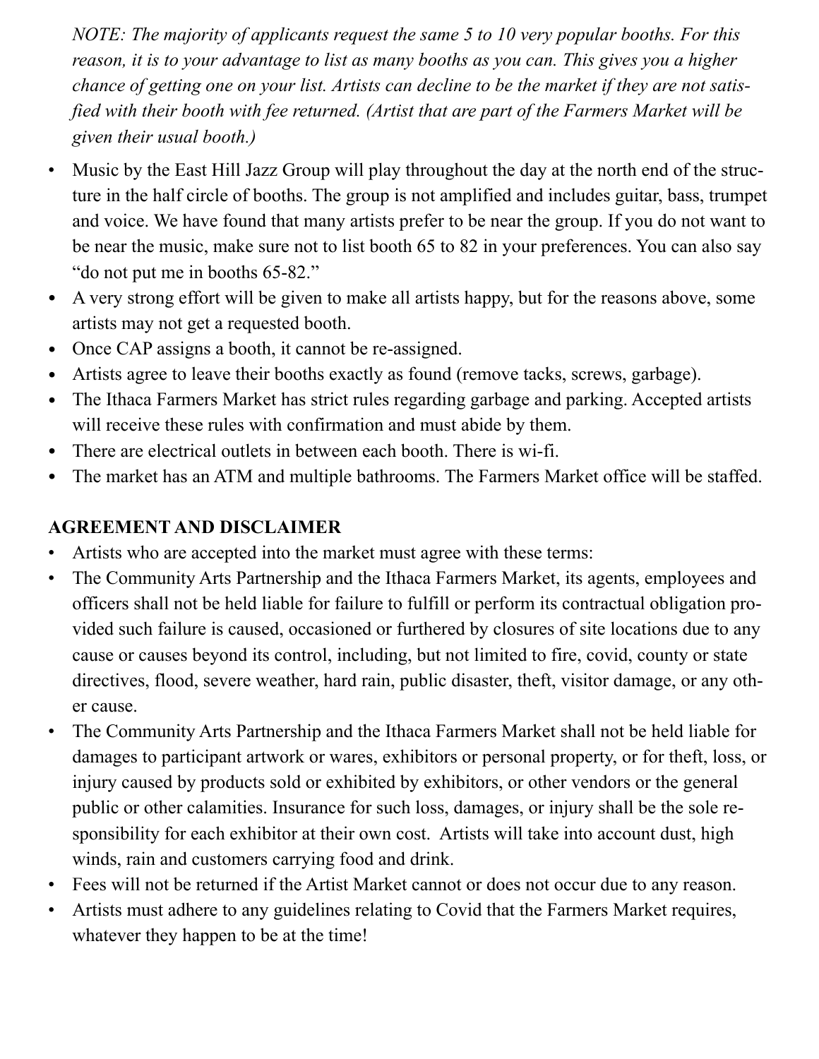*NOTE: The majority of applicants request the same 5 to 10 very popular booths. For this reason, it is to your advantage to list as many booths as you can. This gives you a higher chance of getting one on your list. Artists can decline to be the market if they are not satisfied with their booth with fee returned. (Artist that are part of the Farmers Market will be given their usual booth.)*

- Music by the East Hill Jazz Group will play throughout the day at the north end of the structure in the half circle of booths. The group is not amplified and includes guitar, bass, trumpet and voice. We have found that many artists prefer to be near the group. If you do not want to be near the music, make sure not to list booth 65 to 82 in your preferences. You can also say "do not put me in booths 65-82."
- A very strong effort will be given to make all artists happy, but for the reasons above, some artists may not get a requested booth.
- Once CAP assigns a booth, it cannot be re-assigned.
- Artists agree to leave their booths exactly as found (remove tacks, screws, garbage).
- The Ithaca Farmers Market has strict rules regarding garbage and parking. Accepted artists will receive these rules with confirmation and must abide by them.
- There are electrical outlets in between each booth. There is wi-fi.
- The market has an ATM and multiple bathrooms. The Farmers Market office will be staffed.

**AGREEMENT AND DISCLAIMER**

- Artists who are accepted into the market must agree with these terms:
- The Community Arts Partnership and the Ithaca Farmers Market, its agents, employees and officers shall not be held liable for failure to fulfill or perform its contractual obligation provided such failure is caused, occasioned or furthered by closures of site locations due to any cause or causes beyond its control, including, but not limited to fire, covid, county or state directives, flood, severe weather, hard rain, public disaster, theft, visitor damage, or any other cause.
- The Community Arts Partnership and the Ithaca Farmers Market shall not be held liable for damages to participant artwork or wares, exhibitors or personal property, or for theft, loss, or injury caused by products sold or exhibited by exhibitors, or other vendors or the general public or other calamities. Insurance for such loss, damages, or injury shall be the sole responsibility for each exhibitor at their own cost. Artists will take into account dust, high winds, rain and customers carrying food and drink.
- Fees will not be returned if the Artist Market cannot or does not occur due to any reason.
- Artists must adhere to any guidelines relating to Covid that the Farmers Market requires, whatever they happen to be at the time!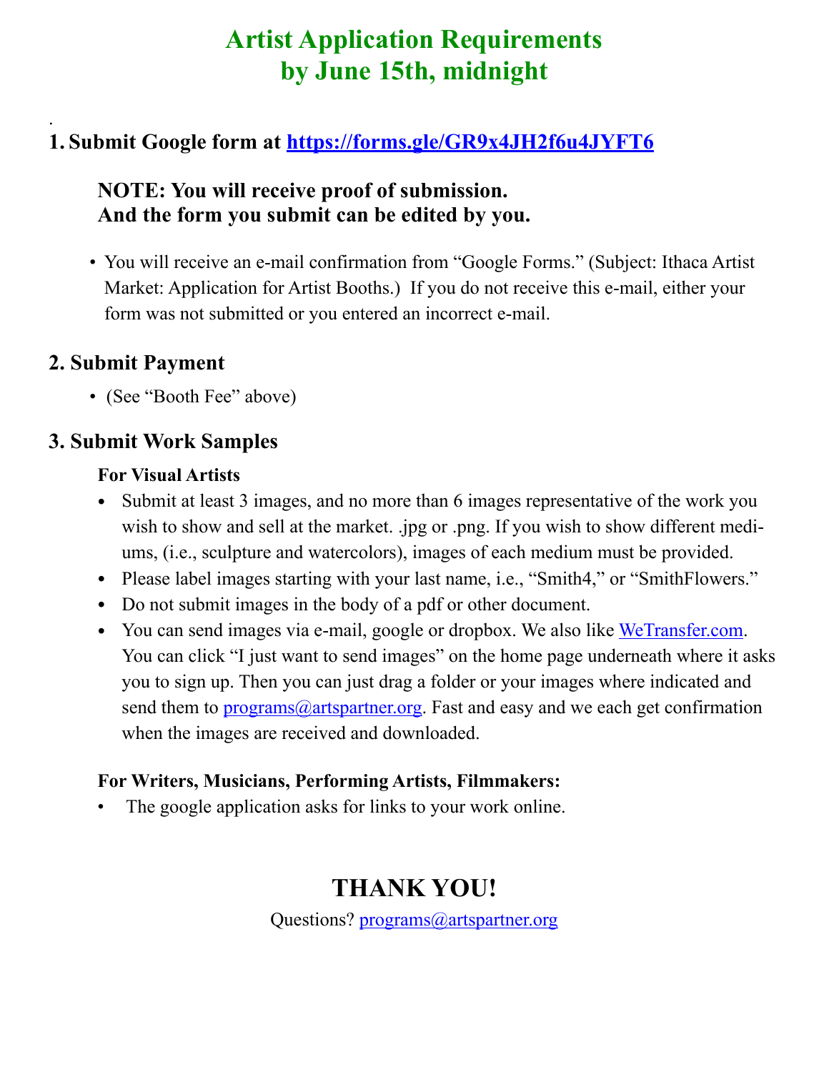# Artist Application Requirements
# by June 15th, midnight

.

## 1. Submit Google form at https://forms.gle/GR9x4JH2f6u4JYFT6

**NOTE: You will receive proof of submission.**
**And the form you submit can be edited by you.**

- You will receive an e-mail confirmation from "Google Forms." (Subject: Ithaca Artist Market: Application for Artist Booths.) If you do not receive this e-mail, either your form was not submitted or you entered an incorrect e-mail.

## 2. Submit Payment

- (See "Booth Fee" above)

## 3. Submit Work Samples

**For Visual Artists**

- Submit at least 3 images, and no more than 6 images representative of the work you wish to show and sell at the market. .jpg or .png. If you wish to show different mediums, (i.e., sculpture and watercolors), images of each medium must be provided.
- Please label images starting with your last name, i.e., "Smith4," or "SmithFlowers."
- Do not submit images in the body of a pdf or other document.
- You can send images via e-mail, google or dropbox. We also like WeTransfer.com. You can click "I just want to send images" on the home page underneath where it asks you to sign up. Then you can just drag a folder or your images where indicated and send them to programs@artspartner.org. Fast and easy and we each get confirmation when the images are received and downloaded.

**For Writers, Musicians, Performing Artists, Filmmakers:**

- The google application asks for links to your work online.

# THANK YOU!

Questions? programs@artspartner.org